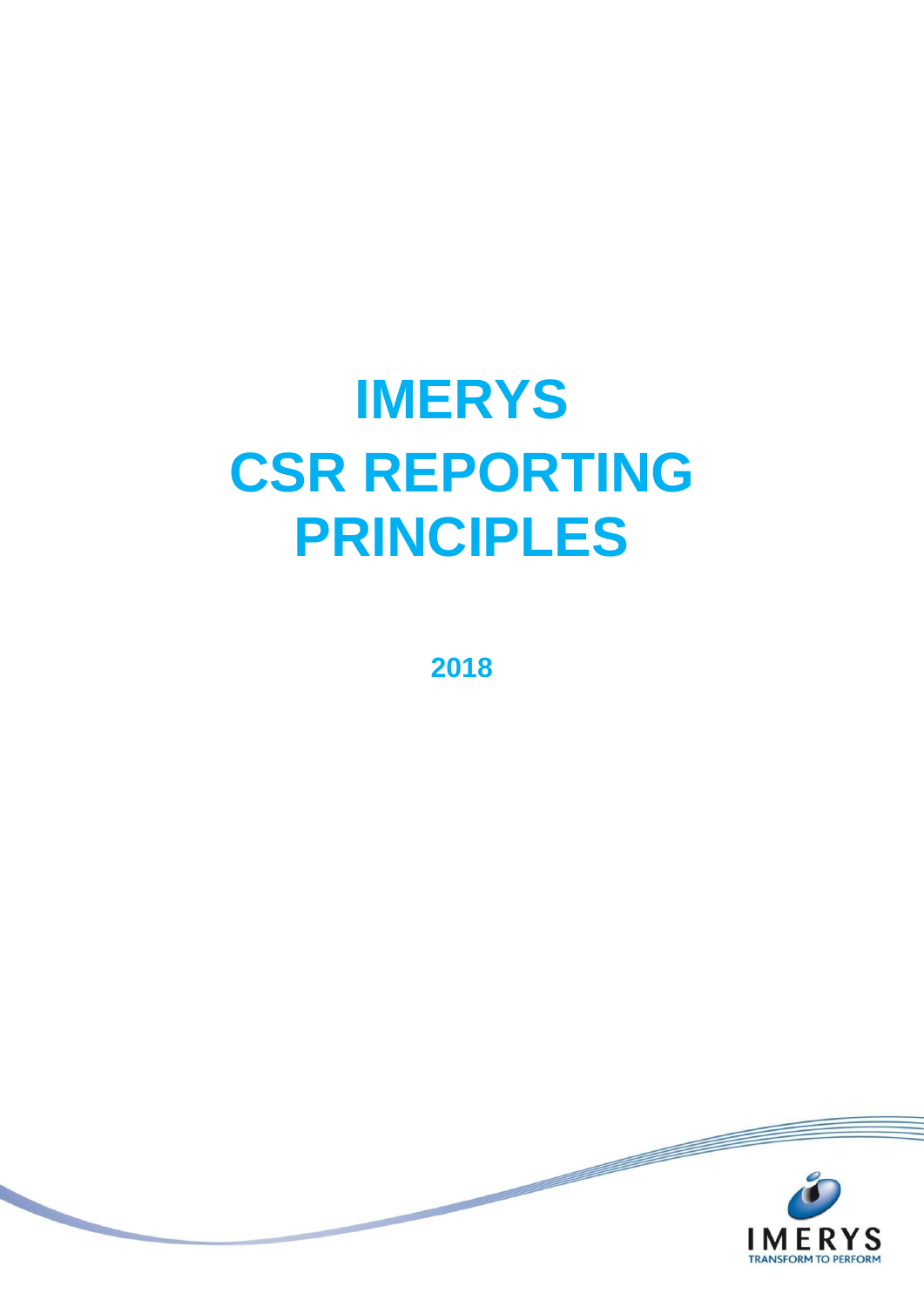# IMERYS CSR REPORTING PRINCIPLES

**2018**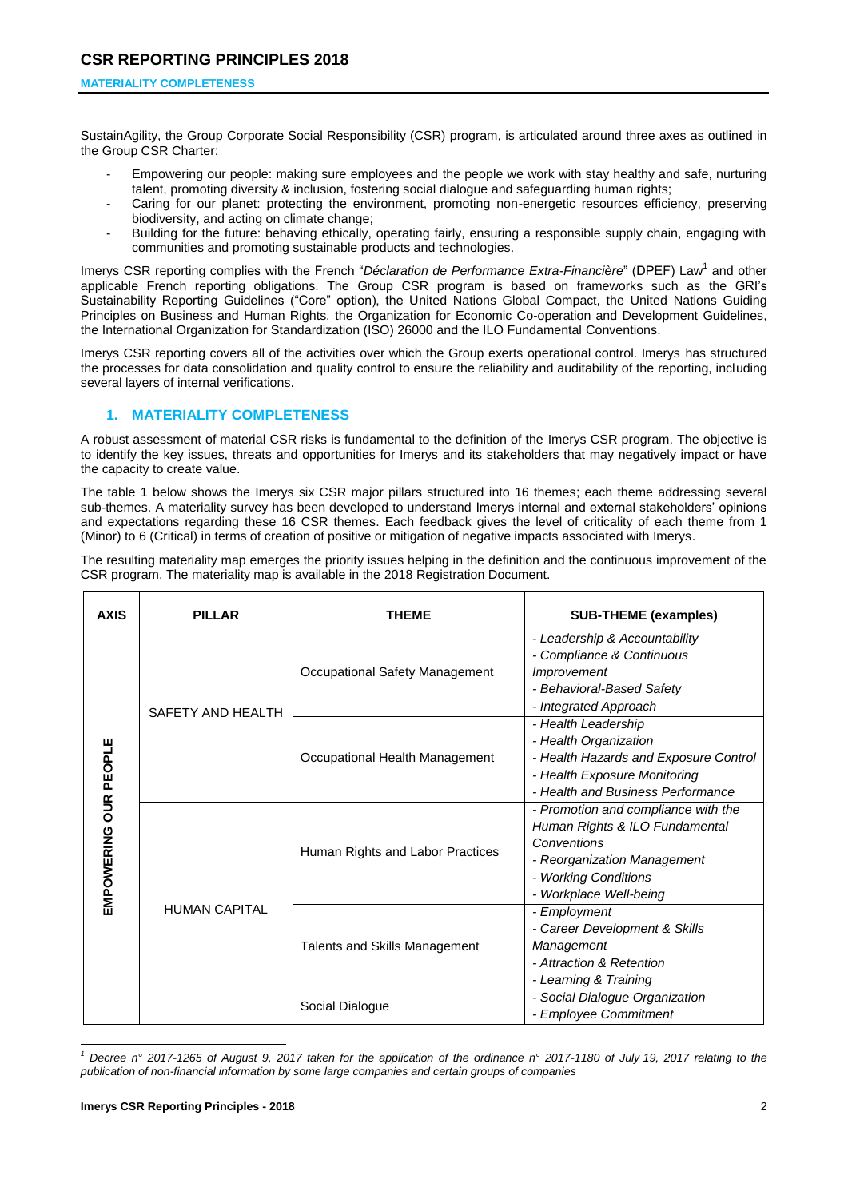SustainAgility, the Group Corporate Social Responsibility (CSR) program, is articulated around three axes as outlined in the Group CSR Charter:

- Empowering our people: making sure employees and the people we work with stay healthy and safe, nurturing talent, promoting diversity & inclusion, fostering social dialogue and safeguarding human rights;
- Caring for our planet: protecting the environment, promoting non-energetic resources efficiency, preserving biodiversity, and acting on climate change;
- Building for the future: behaving ethically, operating fairly, ensuring a responsible supply chain, engaging with communities and promoting sustainable products and technologies.

Imerys CSR reporting complies with the French "*Déclaration de Performance Extra-Financière*" (DPEF) Law[1] and other applicable French reporting obligations. The Group CSR program is based on frameworks such as the GRI's Sustainability Reporting Guidelines ("Core" option), the United Nations Global Compact, the United Nations Guiding Principles on Business and Human Rights, the Organization for Economic Co-operation and Development Guidelines, the International Organization for Standardization (ISO) 26000 and the ILO Fundamental Conventions.

Imerys CSR reporting covers all of the activities over which the Group exerts operational control. Imerys has structured the processes for data consolidation and quality control to ensure the reliability and auditability of the reporting, including several layers of internal verifications.

## 1. MATERIALITY COMPLETENESS

A robust assessment of material CSR risks is fundamental to the definition of the Imerys CSR program. The objective is to identify the key issues, threats and opportunities for Imerys and its stakeholders that may negatively impact or have the capacity to create value.

The table 1 below shows the Imerys six CSR major pillars structured into 16 themes; each theme addressing several sub-themes. A materiality survey has been developed to understand Imerys internal and external stakeholders' opinions and expectations regarding these 16 CSR themes. Each feedback gives the level of criticality of each theme from 1 (Minor) to 6 (Critical) in terms of creation of positive or mitigation of negative impacts associated with Imerys.

The resulting materiality map emerges the priority issues helping in the definition and the continuous improvement of the CSR program. The materiality map is available in the 2018 Registration Document.

| AXIS | PILLAR | THEME | SUB-THEME (examples) |
|---|---|---|---|
| EMPOWERING OUR PEOPLE | SAFETY AND HEALTH | Occupational Safety Management | *- Leadership & Accountability*<br>*- Compliance & Continuous Improvement*<br>*- Behavioral-Based Safety*<br>*- Integrated Approach* |
| | | Occupational Health Management | *- Health Leadership*<br>*- Health Organization*<br>*- Health Hazards and Exposure Control*<br>*- Health Exposure Monitoring*<br>*- Health and Business Performance* |
| | HUMAN CAPITAL | Human Rights and Labor Practices | *- Promotion and compliance with the Human Rights & ILO Fundamental Conventions*<br>*- Reorganization Management*<br>*- Working Conditions*<br>*- Workplace Well-being* |
| | | Talents and Skills Management | *- Employment*<br>*- Career Development & Skills Management*<br>*- Attraction & Retention*<br>*- Learning & Training* |
| | | Social Dialogue | *- Social Dialogue Organization*<br>*- Employee Commitment* |

[1] *Decree n° 2017-1265 of August 9, 2017 taken for the application of the ordinance n° 2017-1180 of July 19, 2017 relating to the publication of non-financial information by some large companies and certain groups of companies*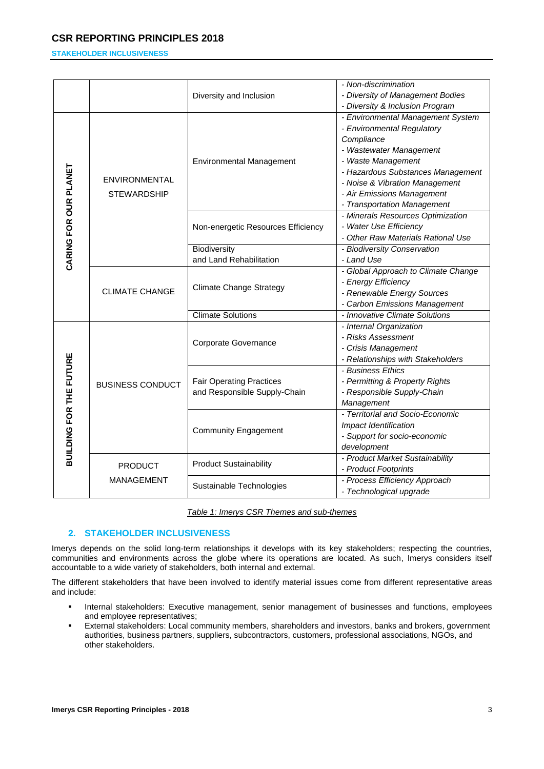| | | | |
|---|---|---|---|
| | | Diversity and Inclusion | *- Non-discrimination*<br>*- Diversity of Management Bodies*<br>*- Diversity & Inclusion Program* |
| **CARING FOR OUR PLANET** | ENVIRONMENTAL STEWARDSHIP | Environmental Management | *- Environmental Management System*<br>*- Environmental Regulatory Compliance*<br>*- Wastewater Management*<br>*- Waste Management*<br>*- Hazardous Substances Management*<br>*- Noise & Vibration Management*<br>*- Air Emissions Management*<br>*- Transportation Management* |
| | | Non-energetic Resources Efficiency | *- Minerals Resources Optimization*<br>*- Water Use Efficiency*<br>*- Other Raw Materials Rational Use* |
| | | Biodiversity and Land Rehabilitation | *- Biodiversity Conservation*<br>*- Land Use* |
| | CLIMATE CHANGE | Climate Change Strategy | *- Global Approach to Climate Change*<br>*- Energy Efficiency*<br>*- Renewable Energy Sources*<br>*- Carbon Emissions Management* |
| | | Climate Solutions | *- Innovative Climate Solutions* |
| **BUILDING FOR THE FUTURE** | BUSINESS CONDUCT | Corporate Governance | *- Internal Organization*<br>*- Risks Assessment*<br>*- Crisis Management*<br>*- Relationships with Stakeholders* |
| | | Fair Operating Practices and Responsible Supply-Chain | *- Business Ethics*<br>*- Permitting & Property Rights*<br>*- Responsible Supply-Chain Management* |
| | | Community Engagement | *- Territorial and Socio-Economic Impact Identification*<br>*- Support for socio-economic development* |
| | PRODUCT MANAGEMENT | Product Sustainability | *- Product Market Sustainability*<br>*- Product Footprints* |
| | | Sustainable Technologies | *- Process Efficiency Approach*<br>*- Technological upgrade* |

*Table 1: Imerys CSR Themes and sub-themes*

## 2. STAKEHOLDER INCLUSIVENESS

Imerys depends on the solid long-term relationships it develops with its key stakeholders; respecting the countries, communities and environments across the globe where its operations are located. As such, Imerys considers itself accountable to a wide variety of stakeholders, both internal and external.

The different stakeholders that have been involved to identify material issues come from different representative areas and include:

- Internal stakeholders: Executive management, senior management of businesses and functions, employees and employee representatives;
- External stakeholders: Local community members, shareholders and investors, banks and brokers, government authorities, business partners, suppliers, subcontractors, customers, professional associations, NGOs, and other stakeholders.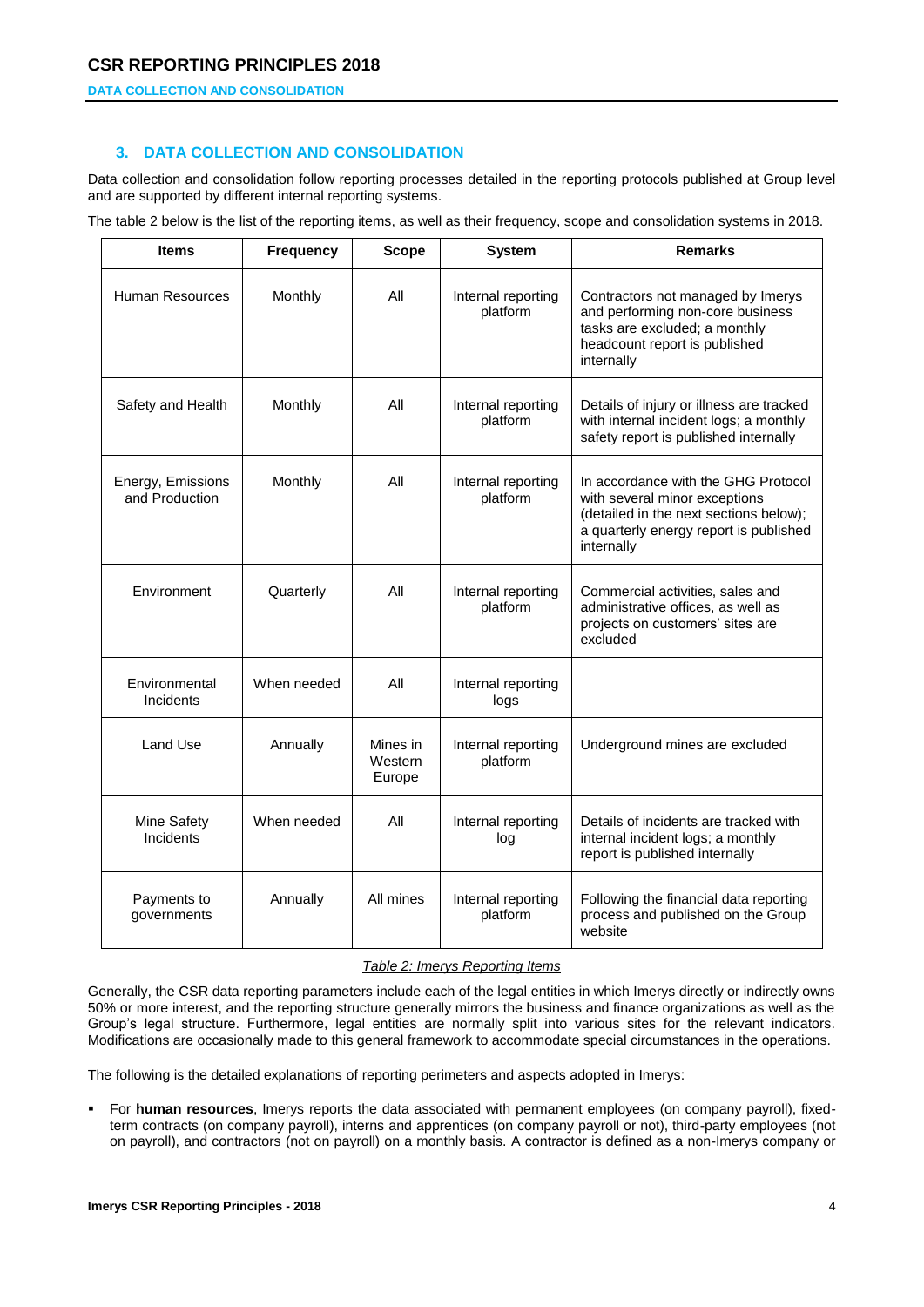## 3. DATA COLLECTION AND CONSOLIDATION

Data collection and consolidation follow reporting processes detailed in the reporting protocols published at Group level and are supported by different internal reporting systems.

The table 2 below is the list of the reporting items, as well as their frequency, scope and consolidation systems in 2018.

| Items | Frequency | Scope | System | Remarks |
|---|---|---|---|---|
| Human Resources | Monthly | All | Internal reporting platform | Contractors not managed by Imerys and performing non-core business tasks are excluded; a monthly headcount report is published internally |
| Safety and Health | Monthly | All | Internal reporting platform | Details of injury or illness are tracked with internal incident logs; a monthly safety report is published internally |
| Energy, Emissions and Production | Monthly | All | Internal reporting platform | In accordance with the GHG Protocol with several minor exceptions (detailed in the next sections below); a quarterly energy report is published internally |
| Environment | Quarterly | All | Internal reporting platform | Commercial activities, sales and administrative offices, as well as projects on customers' sites are excluded |
| Environmental Incidents | When needed | All | Internal reporting logs | |
| Land Use | Annually | Mines in Western Europe | Internal reporting platform | Underground mines are excluded |
| Mine Safety Incidents | When needed | All | Internal reporting log | Details of incidents are tracked with internal incident logs; a monthly report is published internally |
| Payments to governments | Annually | All mines | Internal reporting platform | Following the financial data reporting process and published on the Group website |

*Table 2: Imerys Reporting Items*

Generally, the CSR data reporting parameters include each of the legal entities in which Imerys directly or indirectly owns 50% or more interest, and the reporting structure generally mirrors the business and finance organizations as well as the Group's legal structure. Furthermore, legal entities are normally split into various sites for the relevant indicators. Modifications are occasionally made to this general framework to accommodate special circumstances in the operations.

The following is the detailed explanations of reporting perimeters and aspects adopted in Imerys:

- For **human resources**, Imerys reports the data associated with permanent employees (on company payroll), fixed-term contracts (on company payroll), interns and apprentices (on company payroll or not), third-party employees (not on payroll), and contractors (not on payroll) on a monthly basis. A contractor is defined as a non-Imerys company or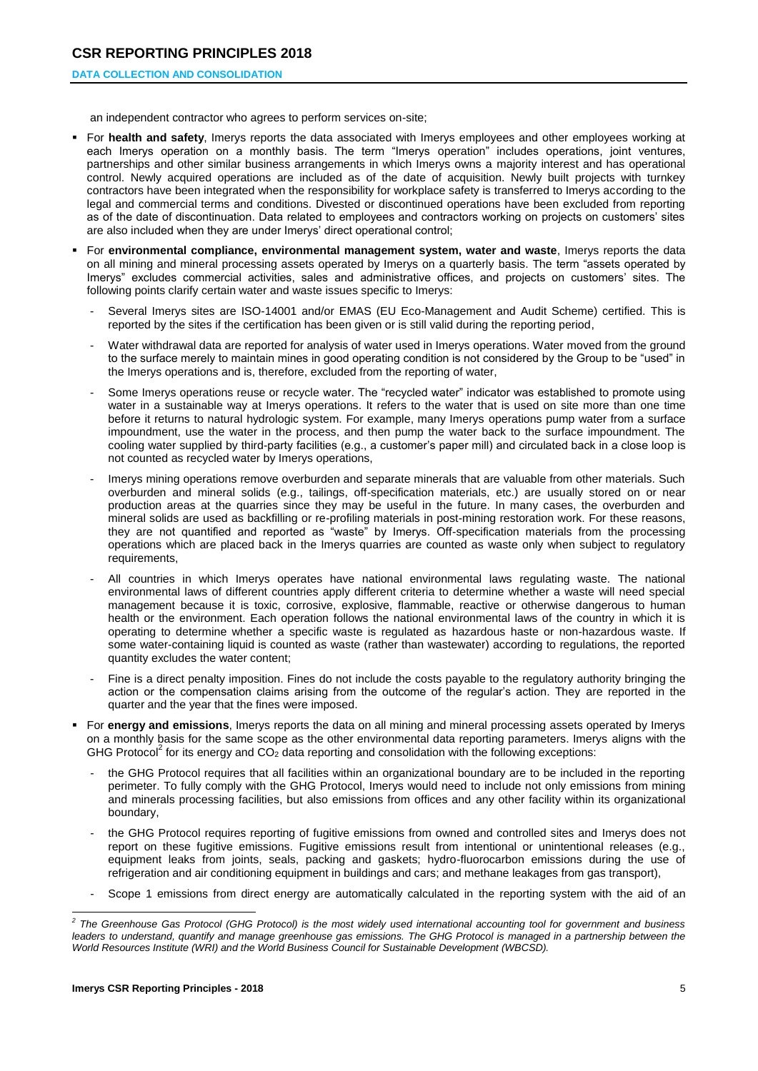an independent contractor who agrees to perform services on-site;

- For **health and safety**, Imerys reports the data associated with Imerys employees and other employees working at each Imerys operation on a monthly basis. The term "Imerys operation" includes operations, joint ventures, partnerships and other similar business arrangements in which Imerys owns a majority interest and has operational control. Newly acquired operations are included as of the date of acquisition. Newly built projects with turnkey contractors have been integrated when the responsibility for workplace safety is transferred to Imerys according to the legal and commercial terms and conditions. Divested or discontinued operations have been excluded from reporting as of the date of discontinuation. Data related to employees and contractors working on projects on customers' sites are also included when they are under Imerys' direct operational control;
- For **environmental compliance, environmental management system, water and waste**, Imerys reports the data on all mining and mineral processing assets operated by Imerys on a quarterly basis. The term "assets operated by Imerys" excludes commercial activities, sales and administrative offices, and projects on customers' sites. The following points clarify certain water and waste issues specific to Imerys:
  - Several Imerys sites are ISO-14001 and/or EMAS (EU Eco-Management and Audit Scheme) certified. This is reported by the sites if the certification has been given or is still valid during the reporting period,
  - Water withdrawal data are reported for analysis of water used in Imerys operations. Water moved from the ground to the surface merely to maintain mines in good operating condition is not considered by the Group to be "used" in the Imerys operations and is, therefore, excluded from the reporting of water,
  - Some Imerys operations reuse or recycle water. The "recycled water" indicator was established to promote using water in a sustainable way at Imerys operations. It refers to the water that is used on site more than one time before it returns to natural hydrologic system. For example, many Imerys operations pump water from a surface impoundment, use the water in the process, and then pump the water back to the surface impoundment. The cooling water supplied by third-party facilities (e.g., a customer's paper mill) and circulated back in a close loop is not counted as recycled water by Imerys operations,
  - Imerys mining operations remove overburden and separate minerals that are valuable from other materials. Such overburden and mineral solids (e.g., tailings, off-specification materials, etc.) are usually stored on or near production areas at the quarries since they may be useful in the future. In many cases, the overburden and mineral solids are used as backfilling or re-profiling materials in post-mining restoration work. For these reasons, they are not quantified and reported as "waste" by Imerys. Off-specification materials from the processing operations which are placed back in the Imerys quarries are counted as waste only when subject to regulatory requirements,
  - All countries in which Imerys operates have national environmental laws regulating waste. The national environmental laws of different countries apply different criteria to determine whether a waste will need special management because it is toxic, corrosive, explosive, flammable, reactive or otherwise dangerous to human health or the environment. Each operation follows the national environmental laws of the country in which it is operating to determine whether a specific waste is regulated as hazardous haste or non-hazardous waste. If some water-containing liquid is counted as waste (rather than wastewater) according to regulations, the reported quantity excludes the water content;
  - Fine is a direct penalty imposition. Fines do not include the costs payable to the regulatory authority bringing the action or the compensation claims arising from the outcome of the regular's action. They are reported in the quarter and the year that the fines were imposed.
- For **energy and emissions**, Imerys reports the data on all mining and mineral processing assets operated by Imerys on a monthly basis for the same scope as the other environmental data reporting parameters. Imerys aligns with the GHG Protocol[2] for its energy and $CO_2$ data reporting and consolidation with the following exceptions:
  - the GHG Protocol requires that all facilities within an organizational boundary are to be included in the reporting perimeter. To fully comply with the GHG Protocol, Imerys would need to include not only emissions from mining and minerals processing facilities, but also emissions from offices and any other facility within its organizational boundary,
  - the GHG Protocol requires reporting of fugitive emissions from owned and controlled sites and Imerys does not report on these fugitive emissions. Fugitive emissions result from intentional or unintentional releases (e.g., equipment leaks from joints, seals, packing and gaskets; hydro-fluorocarbon emissions during the use of refrigeration and air conditioning equipment in buildings and cars; and methane leakages from gas transport),
  - Scope 1 emissions from direct energy are automatically calculated in the reporting system with the aid of an

[2] *The Greenhouse Gas Protocol (GHG Protocol) is the most widely used international accounting tool for government and business leaders to understand, quantify and manage greenhouse gas emissions. The GHG Protocol is managed in a partnership between the World Resources Institute (WRI) and the World Business Council for Sustainable Development (WBCSD).*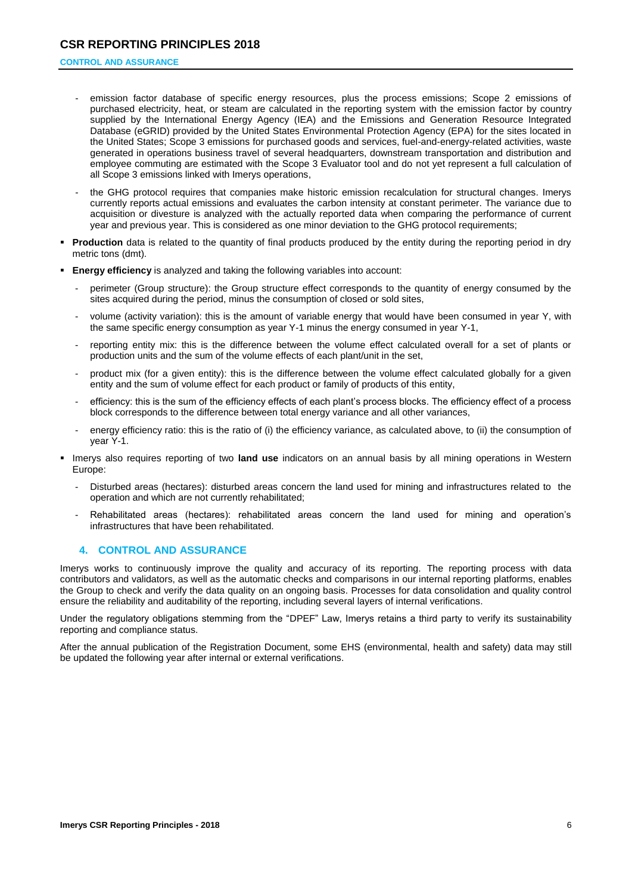- emission factor database of specific energy resources, plus the process emissions; Scope 2 emissions of purchased electricity, heat, or steam are calculated in the reporting system with the emission factor by country supplied by the International Energy Agency (IEA) and the Emissions and Generation Resource Integrated Database (eGRID) provided by the United States Environmental Protection Agency (EPA) for the sites located in the United States; Scope 3 emissions for purchased goods and services, fuel-and-energy-related activities, waste generated in operations business travel of several headquarters, downstream transportation and distribution and employee commuting are estimated with the Scope 3 Evaluator tool and do not yet represent a full calculation of all Scope 3 emissions linked with Imerys operations,
- the GHG protocol requires that companies make historic emission recalculation for structural changes. Imerys currently reports actual emissions and evaluates the carbon intensity at constant perimeter. The variance due to acquisition or divesture is analyzed with the actually reported data when comparing the performance of current year and previous year. This is considered as one minor deviation to the GHG protocol requirements;

- **Production** data is related to the quantity of final products produced by the entity during the reporting period in dry metric tons (dmt).
- **Energy efficiency** is analyzed and taking the following variables into account:
  - perimeter (Group structure): the Group structure effect corresponds to the quantity of energy consumed by the sites acquired during the period, minus the consumption of closed or sold sites,
  - volume (activity variation): this is the amount of variable energy that would have been consumed in year Y, with the same specific energy consumption as year Y-1 minus the energy consumed in year Y-1,
  - reporting entity mix: this is the difference between the volume effect calculated overall for a set of plants or production units and the sum of the volume effects of each plant/unit in the set,
  - product mix (for a given entity): this is the difference between the volume effect calculated globally for a given entity and the sum of volume effect for each product or family of products of this entity,
  - efficiency: this is the sum of the efficiency effects of each plant's process blocks. The efficiency effect of a process block corresponds to the difference between total energy variance and all other variances,
  - energy efficiency ratio: this is the ratio of (i) the efficiency variance, as calculated above, to (ii) the consumption of year Y-1.
- Imerys also requires reporting of two **land use** indicators on an annual basis by all mining operations in Western Europe:
  - Disturbed areas (hectares): disturbed areas concern the land used for mining and infrastructures related to the operation and which are not currently rehabilitated;
  - Rehabilitated areas (hectares): rehabilitated areas concern the land used for mining and operation's infrastructures that have been rehabilitated.

## 4. CONTROL AND ASSURANCE

Imerys works to continuously improve the quality and accuracy of its reporting. The reporting process with data contributors and validators, as well as the automatic checks and comparisons in our internal reporting platforms, enables the Group to check and verify the data quality on an ongoing basis. Processes for data consolidation and quality control ensure the reliability and auditability of the reporting, including several layers of internal verifications.

Under the regulatory obligations stemming from the "DPEF" Law, Imerys retains a third party to verify its sustainability reporting and compliance status.

After the annual publication of the Registration Document, some EHS (environmental, health and safety) data may still be updated the following year after internal or external verifications.